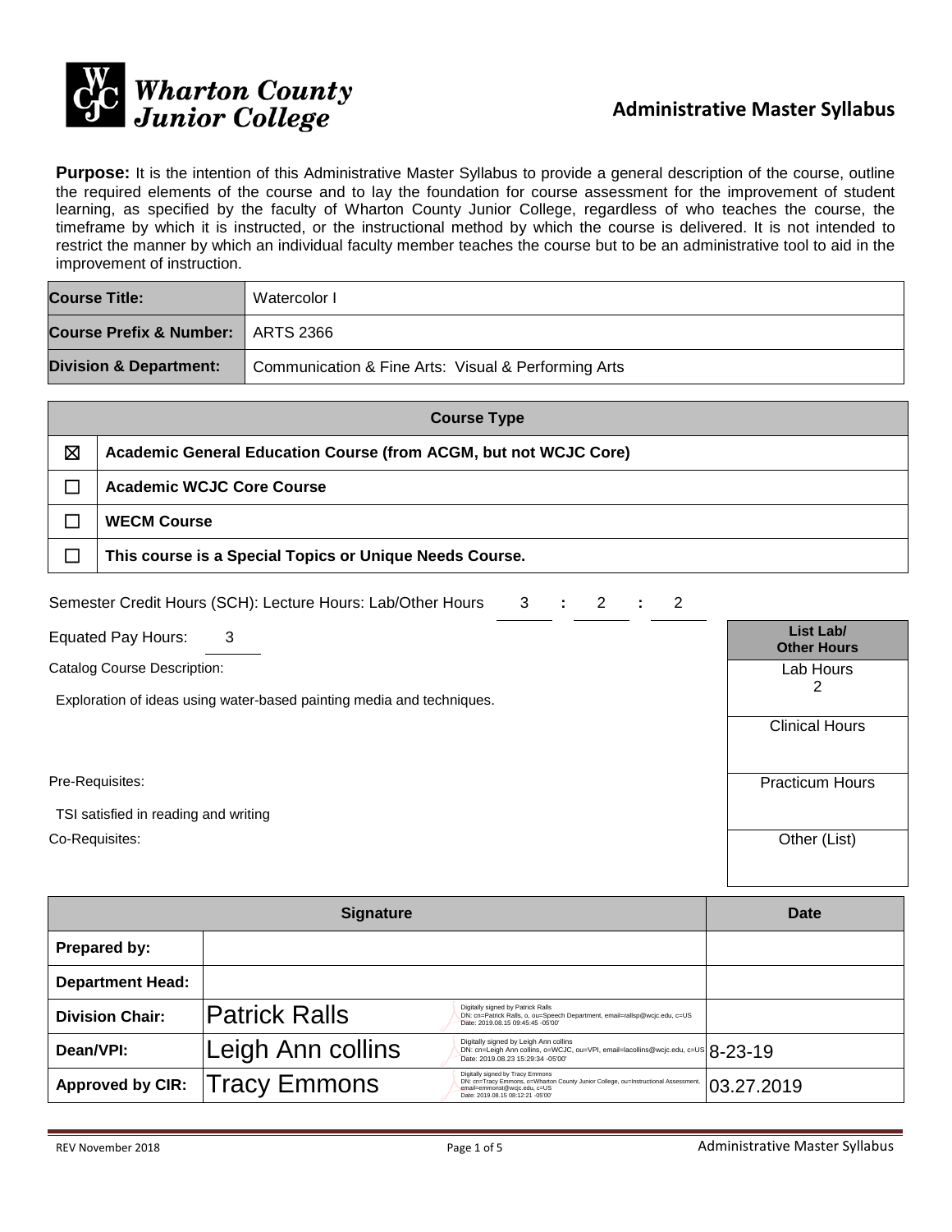# Wharton County Junior College

## Administrative Master Syllabus

**Purpose:** It is the intention of this Administrative Master Syllabus to provide a general description of the course, outline the required elements of the course and to lay the foundation for course assessment for the improvement of student learning, as specified by the faculty of Wharton County Junior College, regardless of who teaches the course, the timeframe by which it is instructed, or the instructional method by which the course is delivered. It is not intended to restrict the manner by which an individual faculty member teaches the course but to be an administrative tool to aid in the improvement of instruction.

| | |
|---|---|
| **Course Title:** | Watercolor I |
| **Course Prefix & Number:** | ARTS 2366 |
| **Division & Department:** | Communication & Fine Arts: Visual & Performing Arts |

| | **Course Type** |
|---|---|
| ☒ | **Academic General Education Course (from ACGM, but not WCJC Core)** |
| ☐ | **Academic WCJC Core Course** |
| ☐ | **WECM Course** |
| ☐ | **This course is a Special Topics or Unique Needs Course.** |

Semester Credit Hours (SCH): Lecture Hours: Lab/Other Hours 3 : 2 : 2

Equated Pay Hours: 3

Catalog Course Description:

Exploration of ideas using water-based painting media and techniques.

Pre-Requisites:

TSI satisfied in reading and writing

Co-Requisites:

| List Lab/ Other Hours |
|---|
| Lab Hours 2 |
| Clinical Hours |
| Practicum Hours |
| Other (List) |

| **Signature** | | **Date** |
|---|---|---|
| **Prepared by:** | | |
| **Department Head:** | | |
| **Division Chair:** | Patrick Ralls (Digitally signed by Patrick Ralls DN: cn=Patrick Ralls, o, ou=Speech Department, email=rallsp@wcjc.edu, c=US Date: 2019.08.15 09:45:45 -05'00') | |
| **Dean/VPI:** | Leigh Ann collins (Digitally signed by Leigh Ann collins DN: cn=Leigh Ann collins, o=WCJC, ou=VPI, email=lacollins@wcjc.edu, c=US Date: 2019.08.23 15:29:34 -05'00') | 8-23-19 |
| **Approved by CIR:** | Tracy Emmons (Digitally signed by Tracy Emmons DN: cn=Tracy Emmons, o=Wharton County Junior College, ou=Instructional Assessment, email=emmonst@wcjc.edu, c=US Date: 2019.08.15 08:12:21 -05'00') | 03.27.2019 |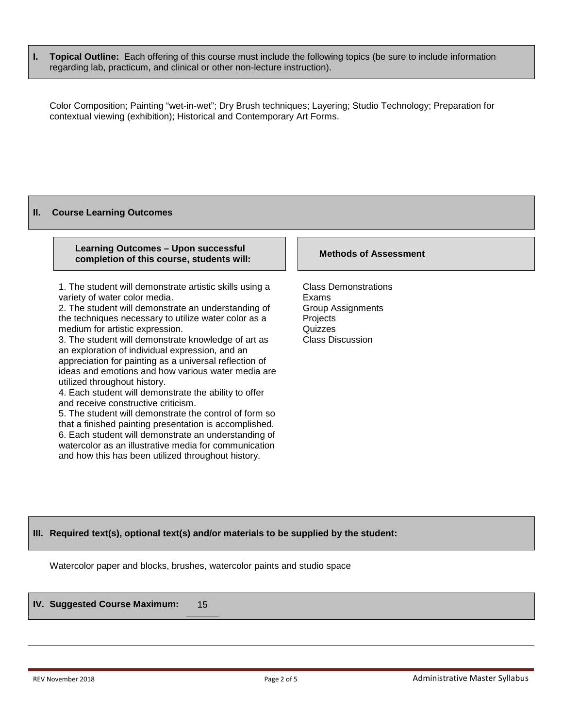## I. Topical Outline:

**Topical Outline:** Each offering of this course must include the following topics (be sure to include information regarding lab, practicum, and clinical or other non-lecture instruction).

Color Composition; Painting “wet-in-wet”; Dry Brush techniques; Layering; Studio Technology; Preparation for contextual viewing (exhibition); Historical and Contemporary Art Forms.

## II. Course Learning Outcomes

| Learning Outcomes – Upon successful completion of this course, students will: | Methods of Assessment |
|---|---|
| 1. The student will demonstrate artistic skills using a variety of water color media.<br>2. The student will demonstrate an understanding of the techniques necessary to utilize water color as a medium for artistic expression.<br>3. The student will demonstrate knowledge of art as an exploration of individual expression, and an appreciation for painting as a universal reflection of ideas and emotions and how various water media are utilized throughout history.<br>4. Each student will demonstrate the ability to offer and receive constructive criticism.<br>5. The student will demonstrate the control of form so that a finished painting presentation is accomplished.<br>6. Each student will demonstrate an understanding of watercolor as an illustrative media for communication and how this has been utilized throughout history. | Class Demonstrations<br>Exams<br>Group Assignments<br>Projects<br>Quizzes<br>Class Discussion |

## III. Required text(s), optional text(s) and/or materials to be supplied by the student:

Watercolor paper and blocks, brushes, watercolor paints and studio space

## IV. Suggested Course Maximum: 15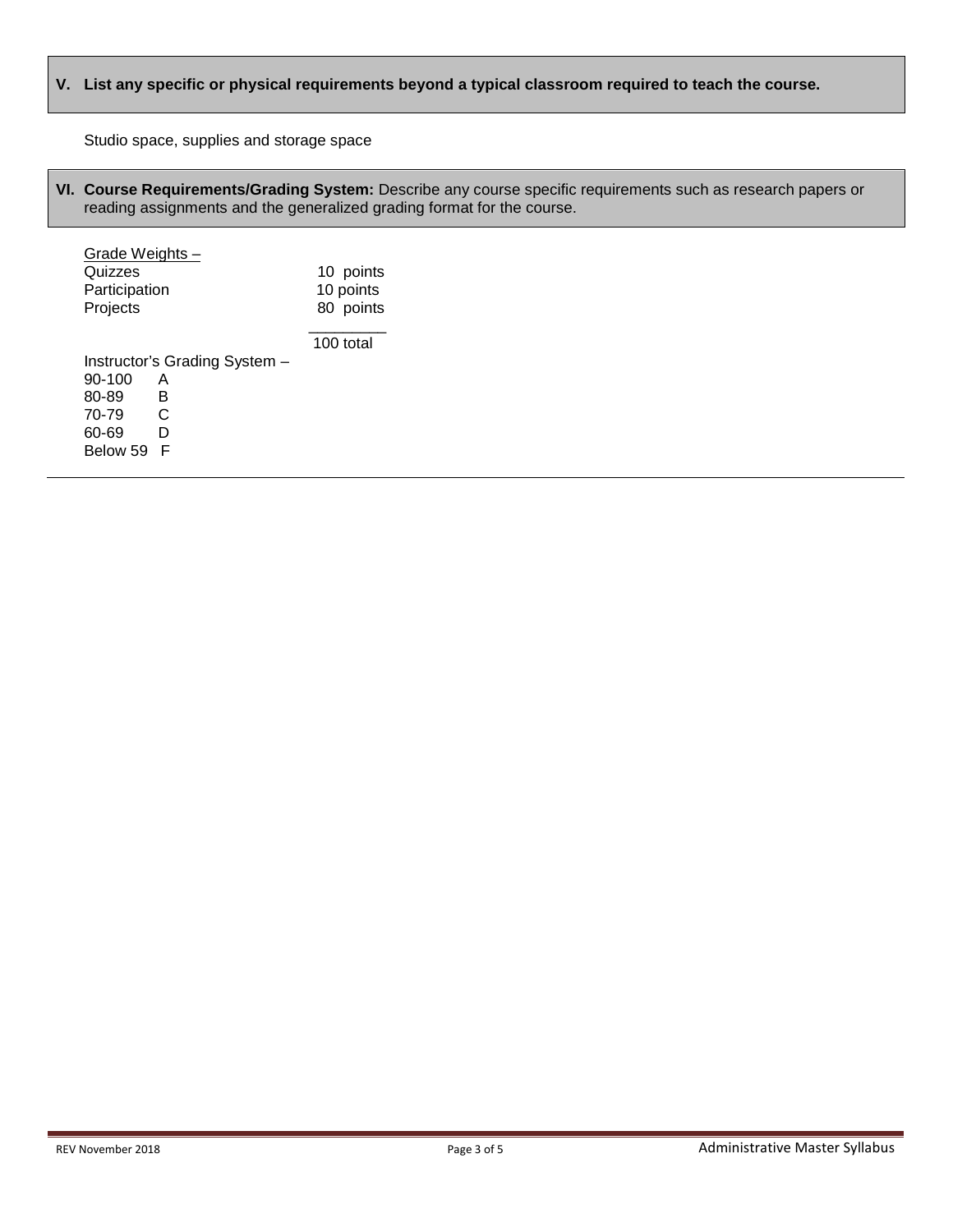## V. List any specific or physical requirements beyond a typical classroom required to teach the course.

Studio space, supplies and storage space

## VI. Course Requirements/Grading System: Describe any course specific requirements such as research papers or reading assignments and the generalized grading format for the course.

Grade Weights –

| | |
|---|---|
| Quizzes | 10 points |
| Participation | 10 points |
| Projects | 80 points |
| | 100 total |

Instructor's Grading System –

| | |
|---|---|
| 90-100 | A |
| 80-89 | B |
| 70-79 | C |
| 60-69 | D |
| Below 59 | F |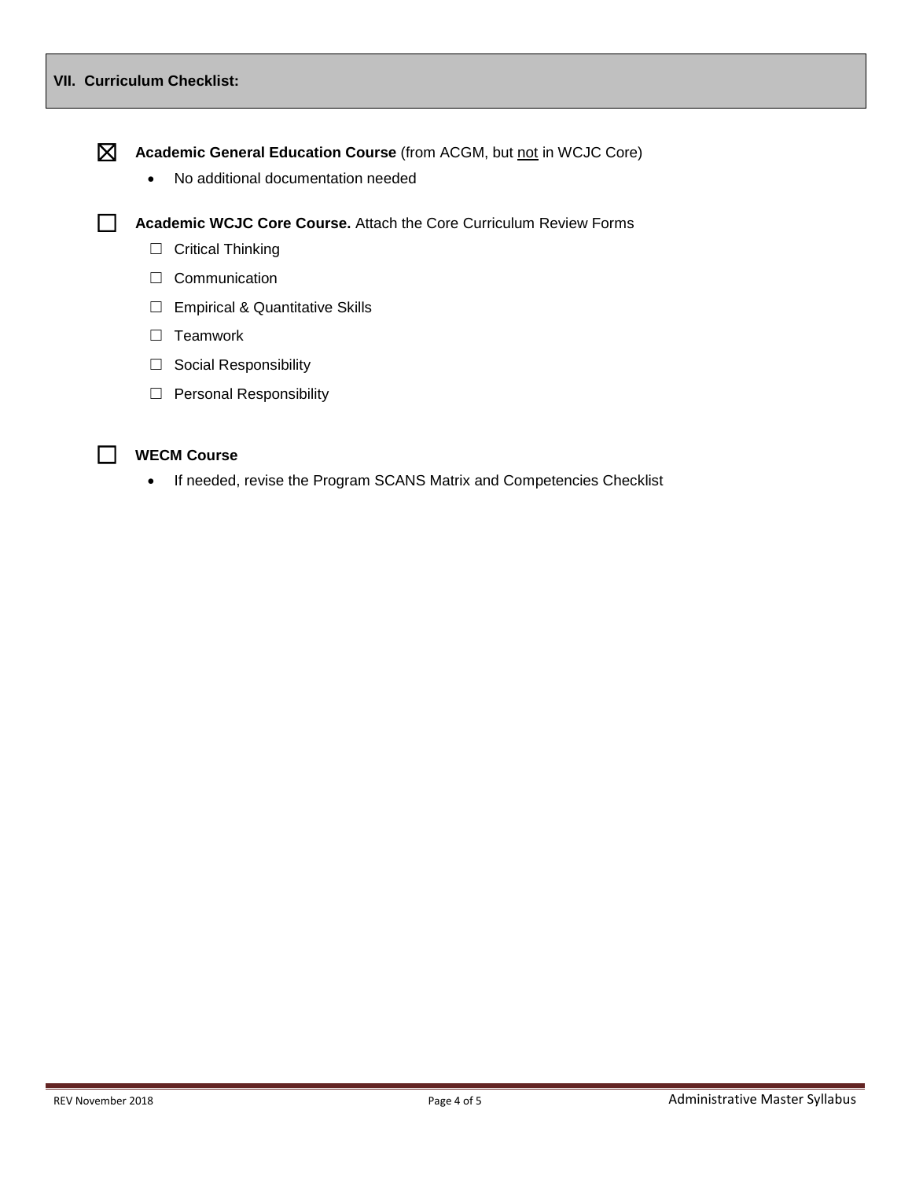## VII. Curriculum Checklist:

☒ **Academic General Education Course** (from ACGM, but <u>not</u> in WCJC Core)

- No additional documentation needed

☐ **Academic WCJC Core Course.** Attach the Core Curriculum Review Forms

- ☐ Critical Thinking
- ☐ Communication
- ☐ Empirical & Quantitative Skills
- ☐ Teamwork
- ☐ Social Responsibility
- ☐ Personal Responsibility

☐ **WECM Course**

- If needed, revise the Program SCANS Matrix and Competencies Checklist